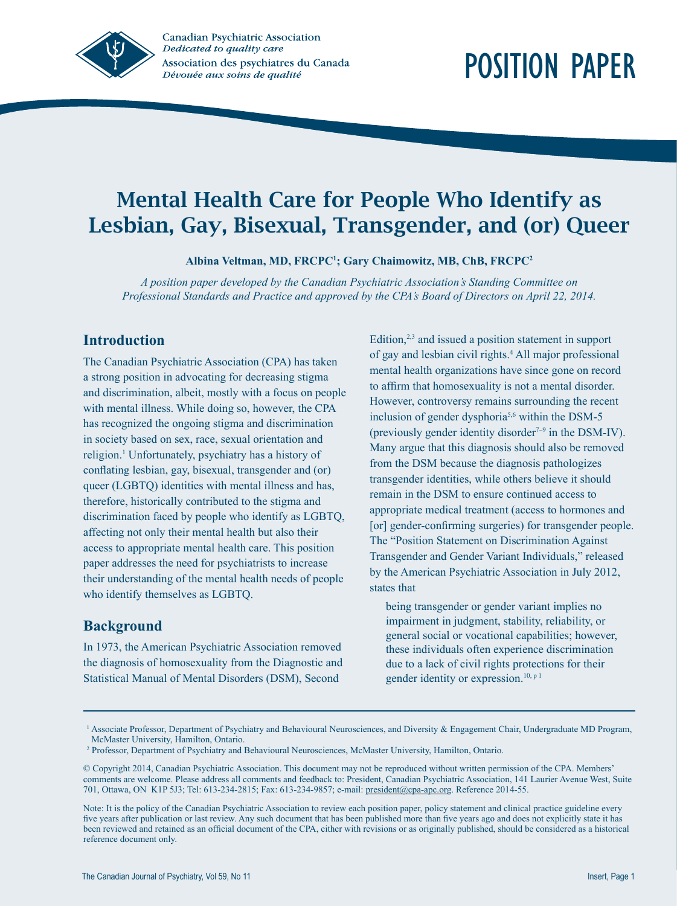Canadian Psychiatric Association
*Dedicated to quality care*
Association des psychiatres du Canada
*Dévouée aux soins de qualité*

# POSITION PAPER

# Mental Health Care for People Who Identify as Lesbian, Gay, Bisexual, Transgender, and (or) Queer

**Albina Veltman, MD, FRCPC[1]; Gary Chaimowitz, MB, ChB, FRCPC[2]**

*A position paper developed by the Canadian Psychiatric Association's Standing Committee on Professional Standards and Practice and approved by the CPA's Board of Directors on April 22, 2014.*

## Introduction

The Canadian Psychiatric Association (CPA) has taken a strong position in advocating for decreasing stigma and discrimination, albeit, mostly with a focus on people with mental illness. While doing so, however, the CPA has recognized the ongoing stigma and discrimination in society based on sex, race, sexual orientation and religion.[1] Unfortunately, psychiatry has a history of conflating lesbian, gay, bisexual, transgender and (or) queer (LGBTQ) identities with mental illness and has, therefore, historically contributed to the stigma and discrimination faced by people who identify as LGBTQ, affecting not only their mental health but also their access to appropriate mental health care. This position paper addresses the need for psychiatrists to increase their understanding of the mental health needs of people who identify themselves as LGBTQ.

## Background

In 1973, the American Psychiatric Association removed the diagnosis of homosexuality from the Diagnostic and Statistical Manual of Mental Disorders (DSM), Second Edition,[2,3] and issued a position statement in support of gay and lesbian civil rights.[4] All major professional mental health organizations have since gone on record to affirm that homosexuality is not a mental disorder. However, controversy remains surrounding the recent inclusion of gender dysphoria[5,6] within the DSM-5 (previously gender identity disorder[7–9] in the DSM-IV). Many argue that this diagnosis should also be removed from the DSM because the diagnosis pathologizes transgender identities, while others believe it should remain in the DSM to ensure continued access to appropriate medical treatment (access to hormones and [or] gender-confirming surgeries) for transgender people. The "Position Statement on Discrimination Against Transgender and Gender Variant Individuals," released by the American Psychiatric Association in July 2012, states that

> being transgender or gender variant implies no impairment in judgment, stability, reliability, or general social or vocational capabilities; however, these individuals often experience discrimination due to a lack of civil rights protections for their gender identity or expression.[10, p 1]

---

[1] Associate Professor, Department of Psychiatry and Behavioural Neurosciences, and Diversity & Engagement Chair, Undergraduate MD Program, McMaster University, Hamilton, Ontario.

[2] Professor, Department of Psychiatry and Behavioural Neurosciences, McMaster University, Hamilton, Ontario.

© Copyright 2014, Canadian Psychiatric Association. This document may not be reproduced without written permission of the CPA. Members' comments are welcome. Please address all comments and feedback to: President, Canadian Psychiatric Association, 141 Laurier Avenue West, Suite 701, Ottawa, ON K1P 5J3; Tel: 613-234-2815; Fax: 613-234-9857; e-mail: president@cpa-apc.org. Reference 2014-55.

Note: It is the policy of the Canadian Psychiatric Association to review each position paper, policy statement and clinical practice guideline every five years after publication or last review. Any such document that has been published more than five years ago and does not explicitly state it has been reviewed and retained as an official document of the CPA, either with revisions or as originally published, should be considered as a historical reference document only.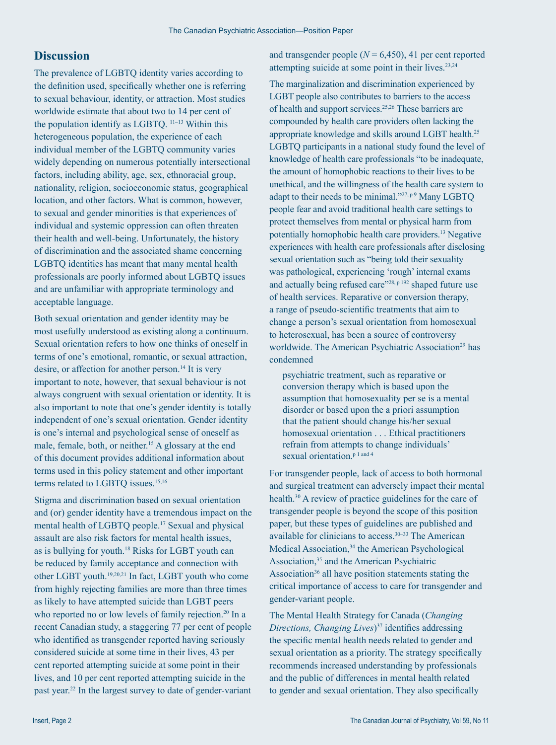## Discussion

The prevalence of LGBTQ identity varies according to the definition used, specifically whether one is referring to sexual behaviour, identity, or attraction. Most studies worldwide estimate that about two to 14 per cent of the population identify as LGBTQ. [11–13] Within this heterogeneous population, the experience of each individual member of the LGBTQ community varies widely depending on numerous potentially intersectional factors, including ability, age, sex, ethnoracial group, nationality, religion, socioeconomic status, geographical location, and other factors. What is common, however, to sexual and gender minorities is that experiences of individual and systemic oppression can often threaten their health and well-being. Unfortunately, the history of discrimination and the associated shame concerning LGBTQ identities has meant that many mental health professionals are poorly informed about LGBTQ issues and are unfamiliar with appropriate terminology and acceptable language.

Both sexual orientation and gender identity may be most usefully understood as existing along a continuum. Sexual orientation refers to how one thinks of oneself in terms of one's emotional, romantic, or sexual attraction, desire, or affection for another person.[14] It is very important to note, however, that sexual behaviour is not always congruent with sexual orientation or identity. It is also important to note that one's gender identity is totally independent of one's sexual orientation. Gender identity is one's internal and psychological sense of oneself as male, female, both, or neither.[15] A glossary at the end of this document provides additional information about terms used in this policy statement and other important terms related to LGBTQ issues.[15,16]

Stigma and discrimination based on sexual orientation and (or) gender identity have a tremendous impact on the mental health of LGBTQ people.[17] Sexual and physical assault are also risk factors for mental health issues, as is bullying for youth.[18] Risks for LGBT youth can be reduced by family acceptance and connection with other LGBT youth.[19,20,21] In fact, LGBT youth who come from highly rejecting families are more than three times as likely to have attempted suicide than LGBT peers who reported no or low levels of family rejection.[20] In a recent Canadian study, a staggering 77 per cent of people who identified as transgender reported having seriously considered suicide at some time in their lives, 43 per cent reported attempting suicide at some point in their lives, and 10 per cent reported attempting suicide in the past year.[22] In the largest survey to date of gender-variant and transgender people ($N = 6{,}450$), 41 per cent reported attempting suicide at some point in their lives.[23,24]

The marginalization and discrimination experienced by LGBT people also contributes to barriers to the access of health and support services.[25,26] These barriers are compounded by health care providers often lacking the appropriate knowledge and skills around LGBT health.[25] LGBTQ participants in a national study found the level of knowledge of health care professionals "to be inadequate, the amount of homophobic reactions to their lives to be unethical, and the willingness of the health care system to adapt to their needs to be minimal."[27, p 9] Many LGBTQ people fear and avoid traditional health care settings to protect themselves from mental or physical harm from potentially homophobic health care providers.[13] Negative experiences with health care professionals after disclosing sexual orientation such as "being told their sexuality was pathological, experiencing 'rough' internal exams and actually being refused care"[28, p 192] shaped future use of health services. Reparative or conversion therapy, a range of pseudo-scientific treatments that aim to change a person's sexual orientation from homosexual to heterosexual, has been a source of controversy worldwide. The American Psychiatric Association[29] has condemned

> psychiatric treatment, such as reparative or conversion therapy which is based upon the assumption that homosexuality per se is a mental disorder or based upon the a priori assumption that the patient should change his/her sexual homosexual orientation . . . Ethical practitioners refrain from attempts to change individuals' sexual orientation.[p 1 and 4]

For transgender people, lack of access to both hormonal and surgical treatment can adversely impact their mental health.[30] A review of practice guidelines for the care of transgender people is beyond the scope of this position paper, but these types of guidelines are published and available for clinicians to access.[30–33] The American Medical Association,[34] the American Psychological Association,[35] and the American Psychiatric Association[36] all have position statements stating the critical importance of access to care for transgender and gender-variant people.

The Mental Health Strategy for Canada (*Changing Directions, Changing Lives*)[37] identifies addressing the specific mental health needs related to gender and sexual orientation as a priority. The strategy specifically recommends increased understanding by professionals and the public of differences in mental health related to gender and sexual orientation. They also specifically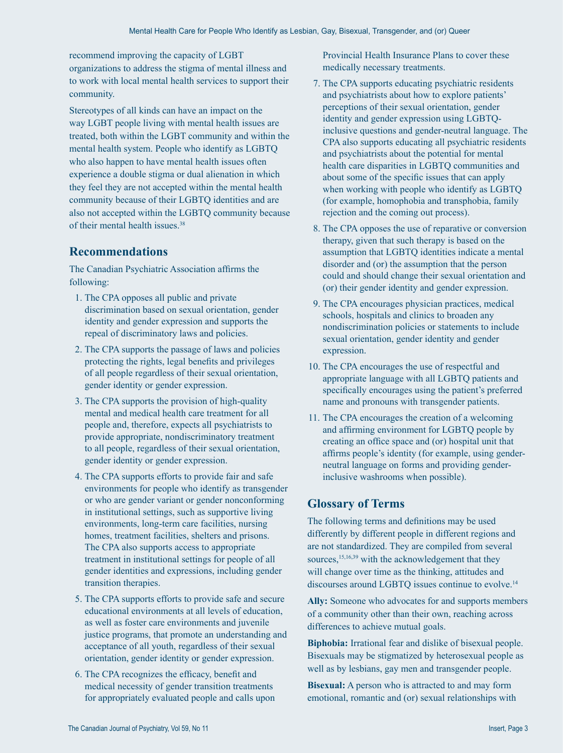recommend improving the capacity of LGBT organizations to address the stigma of mental illness and to work with local mental health services to support their community.

Stereotypes of all kinds can have an impact on the way LGBT people living with mental health issues are treated, both within the LGBT community and within the mental health system. People who identify as LGBTQ who also happen to have mental health issues often experience a double stigma or dual alienation in which they feel they are not accepted within the mental health community because of their LGBTQ identities and are also not accepted within the LGBTQ community because of their mental health issues.[38]

## Recommendations

The Canadian Psychiatric Association affirms the following:

1. The CPA opposes all public and private discrimination based on sexual orientation, gender identity and gender expression and supports the repeal of discriminatory laws and policies.
2. The CPA supports the passage of laws and policies protecting the rights, legal benefits and privileges of all people regardless of their sexual orientation, gender identity or gender expression.
3. The CPA supports the provision of high-quality mental and medical health care treatment for all people and, therefore, expects all psychiatrists to provide appropriate, nondiscriminatory treatment to all people, regardless of their sexual orientation, gender identity or gender expression.
4. The CPA supports efforts to provide fair and safe environments for people who identify as transgender or who are gender variant or gender nonconforming in institutional settings, such as supportive living environments, long-term care facilities, nursing homes, treatment facilities, shelters and prisons. The CPA also supports access to appropriate treatment in institutional settings for people of all gender identities and expressions, including gender transition therapies.
5. The CPA supports efforts to provide safe and secure educational environments at all levels of education, as well as foster care environments and juvenile justice programs, that promote an understanding and acceptance of all youth, regardless of their sexual orientation, gender identity or gender expression.
6. The CPA recognizes the efficacy, benefit and medical necessity of gender transition treatments for appropriately evaluated people and calls upon Provincial Health Insurance Plans to cover these medically necessary treatments.
7. The CPA supports educating psychiatric residents and psychiatrists about how to explore patients' perceptions of their sexual orientation, gender identity and gender expression using LGBTQ-inclusive questions and gender-neutral language. The CPA also supports educating all psychiatric residents and psychiatrists about the potential for mental health care disparities in LGBTQ communities and about some of the specific issues that can apply when working with people who identify as LGBTQ (for example, homophobia and transphobia, family rejection and the coming out process).
8. The CPA opposes the use of reparative or conversion therapy, given that such therapy is based on the assumption that LGBTQ identities indicate a mental disorder and (or) the assumption that the person could and should change their sexual orientation and (or) their gender identity and gender expression.
9. The CPA encourages physician practices, medical schools, hospitals and clinics to broaden any nondiscrimination policies or statements to include sexual orientation, gender identity and gender expression.
10. The CPA encourages the use of respectful and appropriate language with all LGBTQ patients and specifically encourages using the patient's preferred name and pronouns with transgender patients.
11. The CPA encourages the creation of a welcoming and affirming environment for LGBTQ people by creating an office space and (or) hospital unit that affirms people's identity (for example, using gender-neutral language on forms and providing gender-inclusive washrooms when possible).

## Glossary of Terms

The following terms and definitions may be used differently by different people in different regions and are not standardized. They are compiled from several sources,[15,16,39] with the acknowledgement that they will change over time as the thinking, attitudes and discourses around LGBTQ issues continue to evolve.[14]

**Ally:** Someone who advocates for and supports members of a community other than their own, reaching across differences to achieve mutual goals.

**Biphobia:** Irrational fear and dislike of bisexual people. Bisexuals may be stigmatized by heterosexual people as well as by lesbians, gay men and transgender people.

**Bisexual:** A person who is attracted to and may form emotional, romantic and (or) sexual relationships with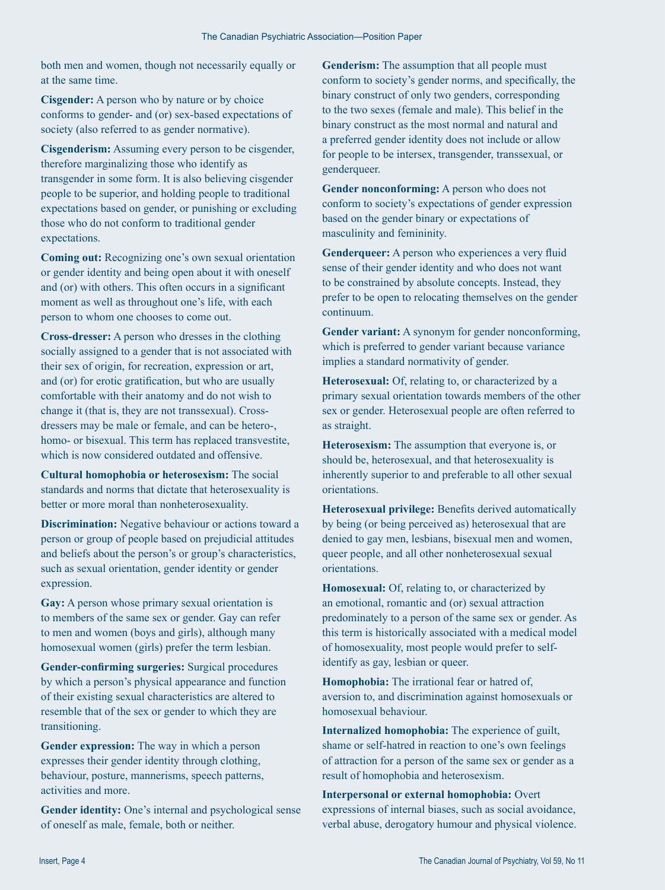both men and women, though not necessarily equally or at the same time.

**Cisgender:** A person who by nature or by choice conforms to gender- and (or) sex-based expectations of society (also referred to as gender normative).

**Cisgenderism:** Assuming every person to be cisgender, therefore marginalizing those who identify as transgender in some form. It is also believing cisgender people to be superior, and holding people to traditional expectations based on gender, or punishing or excluding those who do not conform to traditional gender expectations.

**Coming out:** Recognizing one's own sexual orientation or gender identity and being open about it with oneself and (or) with others. This often occurs in a significant moment as well as throughout one's life, with each person to whom one chooses to come out.

**Cross-dresser:** A person who dresses in the clothing socially assigned to a gender that is not associated with their sex of origin, for recreation, expression or art, and (or) for erotic gratification, but who are usually comfortable with their anatomy and do not wish to change it (that is, they are not transsexual). Cross-dressers may be male or female, and can be hetero-, homo- or bisexual. This term has replaced transvestite, which is now considered outdated and offensive.

**Cultural homophobia or heterosexism:** The social standards and norms that dictate that heterosexuality is better or more moral than nonheterosexuality.

**Discrimination:** Negative behaviour or actions toward a person or group of people based on prejudicial attitudes and beliefs about the person's or group's characteristics, such as sexual orientation, gender identity or gender expression.

**Gay:** A person whose primary sexual orientation is to members of the same sex or gender. Gay can refer to men and women (boys and girls), although many homosexual women (girls) prefer the term lesbian.

**Gender-confirming surgeries:** Surgical procedures by which a person's physical appearance and function of their existing sexual characteristics are altered to resemble that of the sex or gender to which they are transitioning.

**Gender expression:** The way in which a person expresses their gender identity through clothing, behaviour, posture, mannerisms, speech patterns, activities and more.

**Gender identity:** One's internal and psychological sense of oneself as male, female, both or neither.

**Genderism:** The assumption that all people must conform to society's gender norms, and specifically, the binary construct of only two genders, corresponding to the two sexes (female and male). This belief in the binary construct as the most normal and natural and a preferred gender identity does not include or allow for people to be intersex, transgender, transsexual, or genderqueer.

**Gender nonconforming:** A person who does not conform to society's expectations of gender expression based on the gender binary or expectations of masculinity and femininity.

**Genderqueer:** A person who experiences a very fluid sense of their gender identity and who does not want to be constrained by absolute concepts. Instead, they prefer to be open to relocating themselves on the gender continuum.

**Gender variant:** A synonym for gender nonconforming, which is preferred to gender variant because variance implies a standard normativity of gender.

**Heterosexual:** Of, relating to, or characterized by a primary sexual orientation towards members of the other sex or gender. Heterosexual people are often referred to as straight.

**Heterosexism:** The assumption that everyone is, or should be, heterosexual, and that heterosexuality is inherently superior to and preferable to all other sexual orientations.

**Heterosexual privilege:** Benefits derived automatically by being (or being perceived as) heterosexual that are denied to gay men, lesbians, bisexual men and women, queer people, and all other nonheterosexual sexual orientations.

**Homosexual:** Of, relating to, or characterized by an emotional, romantic and (or) sexual attraction predominately to a person of the same sex or gender. As this term is historically associated with a medical model of homosexuality, most people would prefer to self-identify as gay, lesbian or queer.

**Homophobia:** The irrational fear or hatred of, aversion to, and discrimination against homosexuals or homosexual behaviour.

**Internalized homophobia:** The experience of guilt, shame or self-hatred in reaction to one's own feelings of attraction for a person of the same sex or gender as a result of homophobia and heterosexism.

**Interpersonal or external homophobia:** Overt expressions of internal biases, such as social avoidance, verbal abuse, derogatory humour and physical violence.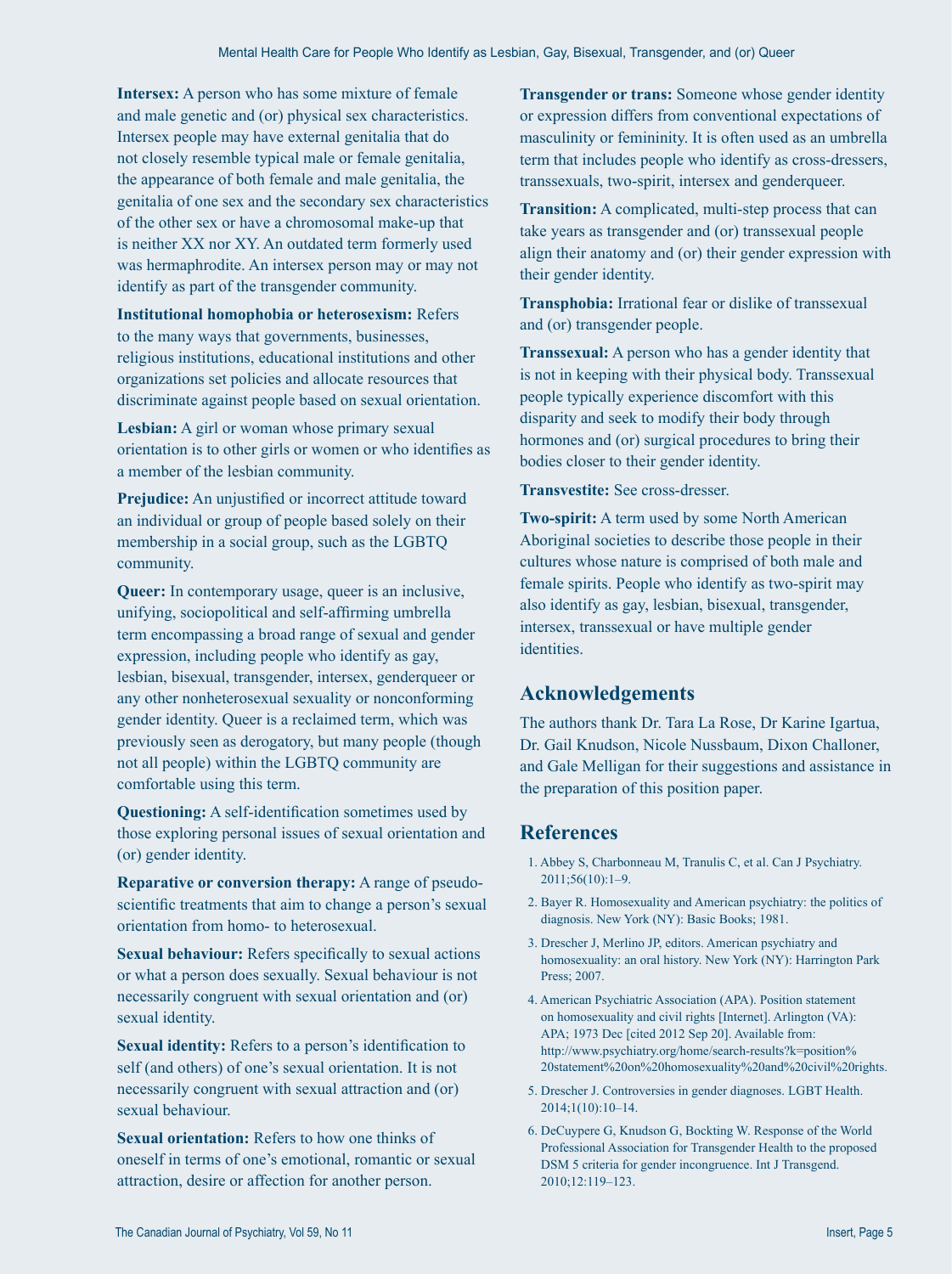**Intersex:** A person who has some mixture of female and male genetic and (or) physical sex characteristics. Intersex people may have external genitalia that do not closely resemble typical male or female genitalia, the appearance of both female and male genitalia, the genitalia of one sex and the secondary sex characteristics of the other sex or have a chromosomal make-up that is neither XX nor XY. An outdated term formerly used was hermaphrodite. An intersex person may or may not identify as part of the transgender community.

**Institutional homophobia or heterosexism:** Refers to the many ways that governments, businesses, religious institutions, educational institutions and other organizations set policies and allocate resources that discriminate against people based on sexual orientation.

**Lesbian:** A girl or woman whose primary sexual orientation is to other girls or women or who identifies as a member of the lesbian community.

**Prejudice:** An unjustified or incorrect attitude toward an individual or group of people based solely on their membership in a social group, such as the LGBTQ community.

**Queer:** In contemporary usage, queer is an inclusive, unifying, sociopolitical and self-affirming umbrella term encompassing a broad range of sexual and gender expression, including people who identify as gay, lesbian, bisexual, transgender, intersex, genderqueer or any other nonheterosexual sexuality or nonconforming gender identity. Queer is a reclaimed term, which was previously seen as derogatory, but many people (though not all people) within the LGBTQ community are comfortable using this term.

**Questioning:** A self-identification sometimes used by those exploring personal issues of sexual orientation and (or) gender identity.

**Reparative or conversion therapy:** A range of pseudo-scientific treatments that aim to change a person's sexual orientation from homo- to heterosexual.

**Sexual behaviour:** Refers specifically to sexual actions or what a person does sexually. Sexual behaviour is not necessarily congruent with sexual orientation and (or) sexual identity.

**Sexual identity:** Refers to a person's identification to self (and others) of one's sexual orientation. It is not necessarily congruent with sexual attraction and (or) sexual behaviour.

**Sexual orientation:** Refers to how one thinks of oneself in terms of one's emotional, romantic or sexual attraction, desire or affection for another person.

**Transgender or trans:** Someone whose gender identity or expression differs from conventional expectations of masculinity or femininity. It is often used as an umbrella term that includes people who identify as cross-dressers, transsexuals, two-spirit, intersex and genderqueer.

**Transition:** A complicated, multi-step process that can take years as transgender and (or) transsexual people align their anatomy and (or) their gender expression with their gender identity.

**Transphobia:** Irrational fear or dislike of transsexual and (or) transgender people.

**Transsexual:** A person who has a gender identity that is not in keeping with their physical body. Transsexual people typically experience discomfort with this disparity and seek to modify their body through hormones and (or) surgical procedures to bring their bodies closer to their gender identity.

**Transvestite:** See cross-dresser.

**Two-spirit:** A term used by some North American Aboriginal societies to describe those people in their cultures whose nature is comprised of both male and female spirits. People who identify as two-spirit may also identify as gay, lesbian, bisexual, transgender, intersex, transsexual or have multiple gender identities.

## Acknowledgements

The authors thank Dr. Tara La Rose, Dr Karine Igartua, Dr. Gail Knudson, Nicole Nussbaum, Dixon Challoner, and Gale Melligan for their suggestions and assistance in the preparation of this position paper.

## References

1. Abbey S, Charbonneau M, Tranulis C, et al. Can J Psychiatry. 2011;56(10):1–9.
2. Bayer R. Homosexuality and American psychiatry: the politics of diagnosis. New York (NY): Basic Books; 1981.
3. Drescher J, Merlino JP, editors. American psychiatry and homosexuality: an oral history. New York (NY): Harrington Park Press; 2007.
4. American Psychiatric Association (APA). Position statement on homosexuality and civil rights [Internet]. Arlington (VA): APA; 1973 Dec [cited 2012 Sep 20]. Available from: http://www.psychiatry.org/home/search-results?k=position%20statement%20on%20homosexuality%20and%20civil%20rights.
5. Drescher J. Controversies in gender diagnoses. LGBT Health. 2014;1(10):10–14.
6. DeCuypere G, Knudson G, Bockting W. Response of the World Professional Association for Transgender Health to the proposed DSM 5 criteria for gender incongruence. Int J Transgend. 2010;12:119–123.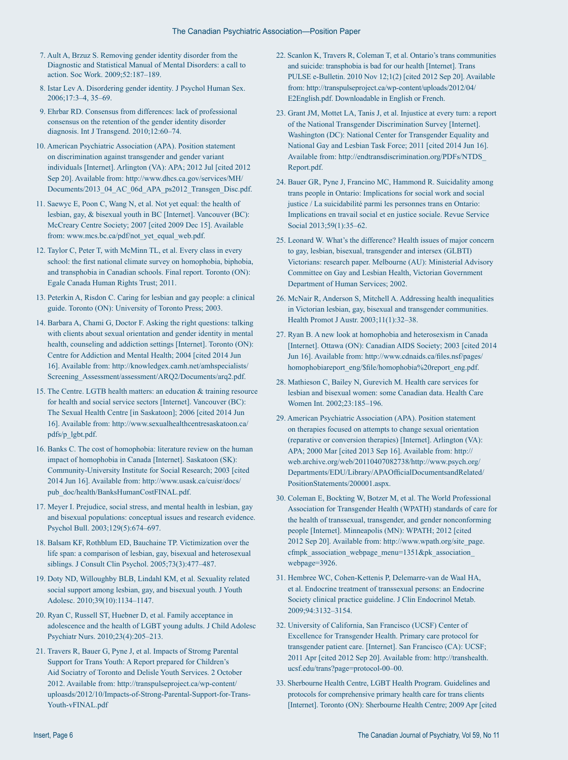7. Ault A, Brzuz S. Removing gender identity disorder from the Diagnostic and Statistical Manual of Mental Disorders: a call to action. Soc Work. 2009;52:187–189.
8. Istar Lev A. Disordering gender identity. J Psychol Human Sex. 2006;17:3–4, 35–69.
9. Ehrbar RD. Consensus from differences: lack of professional consensus on the retention of the gender identity disorder diagnosis. Int J Transgend. 2010;12:60–74.
10. American Psychiatric Association (APA). Position statement on discrimination against transgender and gender variant individuals [Internet]. Arlington (VA): APA; 2012 Jul [cited 2012 Sep 20]. Available from: http://www.dhcs.ca.gov/services/MH/Documents/2013_04_AC_06d_APA_ps2012_Transgen_Disc.pdf.
11. Saewyc E, Poon C, Wang N, et al. Not yet equal: the health of lesbian, gay, & bisexual youth in BC [Internet]. Vancouver (BC): McCreary Centre Society; 2007 [cited 2009 Dec 15]. Available from: www.mcs.bc.ca/pdf/not_yet_equal_web.pdf.
12. Taylor C, Peter T, with McMinn TL, et al. Every class in every school: the first national climate survey on homophobia, biphobia, and transphobia in Canadian schools. Final report. Toronto (ON): Egale Canada Human Rights Trust; 2011.
13. Peterkin A, Risdon C. Caring for lesbian and gay people: a clinical guide. Toronto (ON): University of Toronto Press; 2003.
14. Barbara A, Chami G, Doctor F. Asking the right questions: talking with clients about sexual orientation and gender identity in mental health, counseling and addiction settings [Internet]. Toronto (ON): Centre for Addiction and Mental Health; 2004 [cited 2014 Jun 16]. Available from: http://knowledgex.camh.net/amhspecialists/Screening_Assessment/assessment/ARQ2/Documents/arq2.pdf.
15. The Centre. LGTB health matters: an education & training resource for health and social service sectors [Internet]. Vancouver (BC): The Sexual Health Centre [in Saskatoon]; 2006 [cited 2014 Jun 16]. Available from: http://www.sexualhealthcentresaskatoon.ca/pdfs/p_lgbt.pdf.
16. Banks C. The cost of homophobia: literature review on the human impact of homophobia in Canada [Internet]. Saskatoon (SK): Community-University Institute for Social Research; 2003 [cited 2014 Jun 16]. Available from: http://www.usask.ca/cuisr/docs/pub_doc/health/BanksHumanCostFINAL.pdf.
17. Meyer I. Prejudice, social stress, and mental health in lesbian, gay and bisexual populations: conceptual issues and research evidence. Psychol Bull. 2003;129(5):674–697.
18. Balsam KF, Rothblum ED, Bauchaine TP. Victimization over the life span: a comparison of lesbian, gay, bisexual and heterosexual siblings. J Consult Clin Psychol. 2005;73(3):477–487.
19. Doty ND, Willoughby BLB, Lindahl KM, et al. Sexuality related social support among lesbian, gay, and bisexual youth. J Youth Adolesc. 2010;39(10):1134–1147.
20. Ryan C, Russell ST, Huebner D, et al. Family acceptance in adolescence and the health of LGBT young adults. J Child Adolesc Psychiatr Nurs. 2010;23(4):205–213.
21. Travers R, Bauer G, Pyne J, et al. Impacts of Stromg Parental Support for Trans Youth: A Report prepared for Children's Aid Sociatry of Toronto and Delisle Youth Services. 2 October 2012. Available from: http://transpulseproject.ca/wp-content/uploasds/2012/10/Impacts-of-Strong-Parental-Support-for-Trans-Youth-vFINAL.pdf
22. Scanlon K, Travers R, Coleman T, et al. Ontario's trans communities and suicide: transphobia is bad for our health [Internet]. Trans PULSE e-Bulletin. 2010 Nov 12;1(2) [cited 2012 Sep 20]. Available from: http://transpulseproject.ca/wp-content/uploads/2012/04/E2English.pdf. Downloadable in English or French.
23. Grant JM, Mottet LA, Tanis J, et al. Injustice at every turn: a report of the National Transgender Discrimination Survey [Internet]. Washington (DC): National Center for Transgender Equality and National Gay and Lesbian Task Force; 2011 [cited 2014 Jun 16]. Available from: http://endtransdiscrimination.org/PDFs/NTDS_Report.pdf.
24. Bauer GR, Pyne J, Francino MC, Hammond R. Suicidality among trans people in Ontario: Implications for social work and social justice / La suicidabilité parmi les personnes trans en Ontario: Implications en travail social et en justice sociale. Revue Service Social 2013;59(1):35–62.
25. Leonard W. What's the difference? Health issues of major concern to gay, lesbian, bisexual, transgender and intersex (GLBTI) Victorians: research paper. Melbourne (AU): Ministerial Advisory Committee on Gay and Lesbian Health, Victorian Government Department of Human Services; 2002.
26. McNair R, Anderson S, Mitchell A. Addressing health inequalities in Victorian lesbian, gay, bisexual and transgender communities. Health Promot J Austr. 2003;11(1):32–38.
27. Ryan B. A new look at homophobia and heterosexism in Canada [Internet]. Ottawa (ON): Canadian AIDS Society; 2003 [cited 2014 Jun 16]. Available from: http://www.cdnaids.ca/files.nsf/pages/homophobiareport_eng/$file/homophobia%20report_eng.pdf.
28. Mathieson C, Bailey N, Gurevich M. Health care services for lesbian and bisexual women: some Canadian data. Health Care Women Int. 2002;23:185–196.
29. American Psychiatric Association (APA). Position statement on therapies focused on attempts to change sexual orientation (reparative or conversion therapies) [Internet]. Arlington (VA): APA; 2000 Mar [cited 2013 Sep 16]. Available from: http://web.archive.org/web/20110407082738/http://www.psych.org/Departments/EDU/Library/APAOfficialDocumentsandRelated/PositionStatements/200001.aspx.
30. Coleman E, Bockting W, Botzer M, et al. The World Professional Association for Transgender Health (WPATH) standards of care for the health of transsexual, transgender, and gender nonconforming people [Internet]. Minneapolis (MN): WPATH; 2012 [cited 2012 Sep 20]. Available from: http://www.wpath.org/site_page.cfmpk_association_webpage_menu=1351&pk_association_webpage=3926.
31. Hembree WC, Cohen-Kettenis P, Delemarre-van de Waal HA, et al. Endocrine treatment of transsexual persons: an Endocrine Society clinical practice guideline. J Clin Endocrinol Metab. 2009;94:3132–3154.
32. University of California, San Francisco (UCSF) Center of Excellence for Transgender Health. Primary care protocol for transgender patient care. [Internet]. San Francisco (CA): UCSF; 2011 Apr [cited 2012 Sep 20]. Available from: http://transhealth.ucsf.edu/trans?page=protocol-00–00.
33. Sherbourne Health Centre, LGBT Health Program. Guidelines and protocols for comprehensive primary health care for trans clients [Internet]. Toronto (ON): Sherbourne Health Centre; 2009 Apr [cited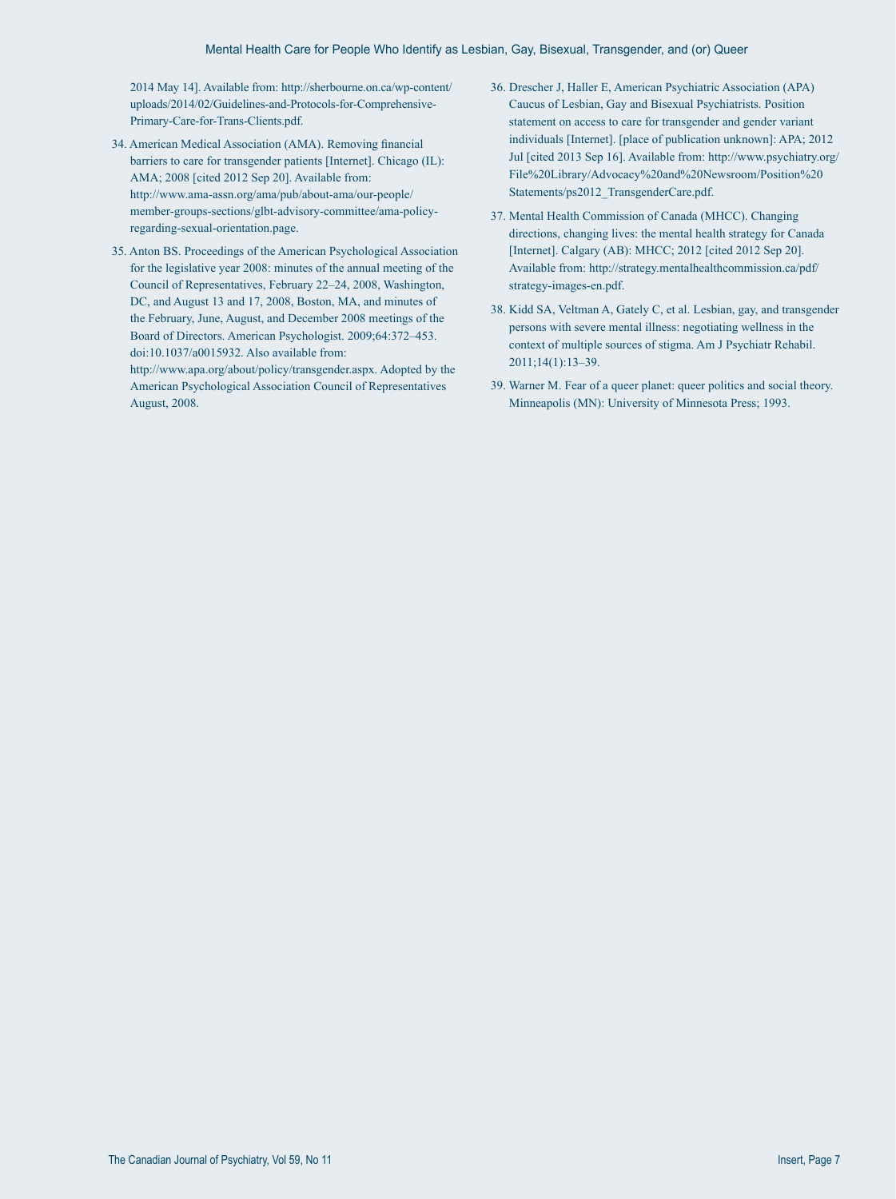2014 May 14]. Available from: http://sherbourne.on.ca/wp-content/uploads/2014/02/Guidelines-and-Protocols-for-Comprehensive-Primary-Care-for-Trans-Clients.pdf.

34. American Medical Association (AMA). Removing financial barriers to care for transgender patients [Internet]. Chicago (IL): AMA; 2008 [cited 2012 Sep 20]. Available from: http://www.ama-assn.org/ama/pub/about-ama/our-people/member-groups-sections/glbt-advisory-committee/ama-policy-regarding-sexual-orientation.page.

35. Anton BS. Proceedings of the American Psychological Association for the legislative year 2008: minutes of the annual meeting of the Council of Representatives, February 22–24, 2008, Washington, DC, and August 13 and 17, 2008, Boston, MA, and minutes of the February, June, August, and December 2008 meetings of the Board of Directors. American Psychologist. 2009;64:372–453. doi:10.1037/a0015932. Also available from: http://www.apa.org/about/policy/transgender.aspx. Adopted by the American Psychological Association Council of Representatives August, 2008.

36. Drescher J, Haller E, American Psychiatric Association (APA) Caucus of Lesbian, Gay and Bisexual Psychiatrists. Position statement on access to care for transgender and gender variant individuals [Internet]. [place of publication unknown]: APA; 2012 Jul [cited 2013 Sep 16]. Available from: http://www.psychiatry.org/File%20Library/Advocacy%20and%20Newsroom/Position%20Statements/ps2012_TransgenderCare.pdf.

37. Mental Health Commission of Canada (MHCC). Changing directions, changing lives: the mental health strategy for Canada [Internet]. Calgary (AB): MHCC; 2012 [cited 2012 Sep 20]. Available from: http://strategy.mentalhealthcommission.ca/pdf/strategy-images-en.pdf.

38. Kidd SA, Veltman A, Gately C, et al. Lesbian, gay, and transgender persons with severe mental illness: negotiating wellness in the context of multiple sources of stigma. Am J Psychiatr Rehabil. 2011;14(1):13–39.

39. Warner M. Fear of a queer planet: queer politics and social theory. Minneapolis (MN): University of Minnesota Press; 1993.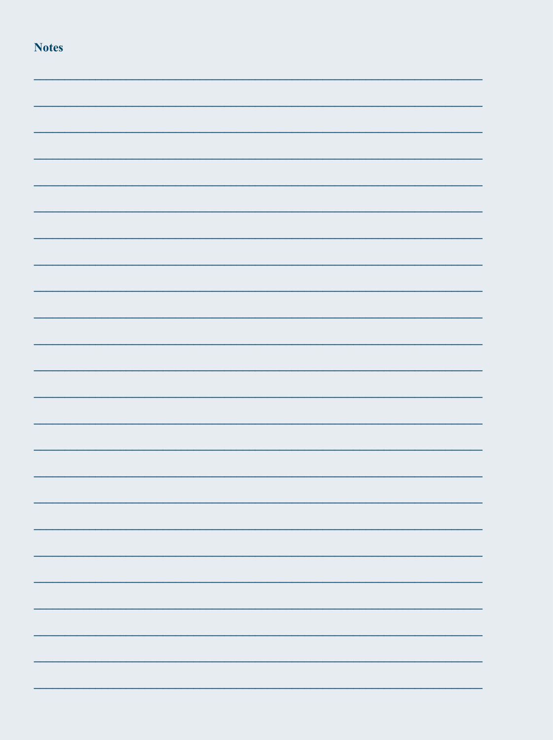**Notes**